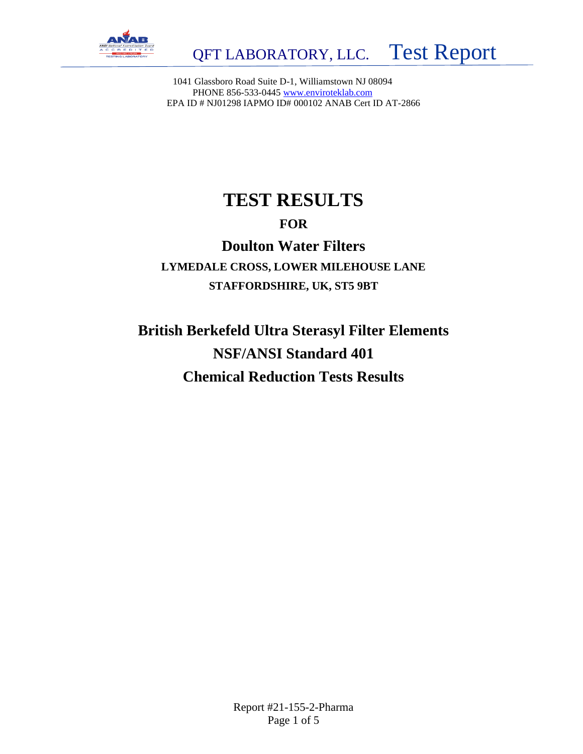QFT LABORATORY, LLC. Test Report

1041 Glassboro Road Suite D-1, Williamstown NJ 08094
PHONE 856-533-0445 www.enviroteklab.com
EPA ID # NJ01298 IAPMO ID# 000102 ANAB Cert ID AT-2866

# TEST RESULTS

## FOR

## Doulton Water Filters

**LYMEDALE CROSS, LOWER MILEHOUSE LANE**

**STAFFORDSHIRE, UK, ST5 9BT**

## British Berkefeld Ultra Sterasyl Filter Elements

## NSF/ANSI Standard 401

## Chemical Reduction Tests Results

Report #21-155-2-Pharma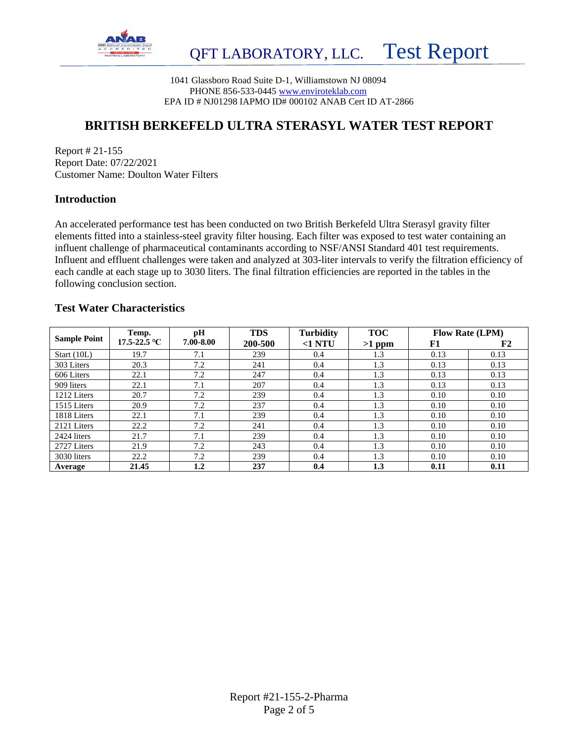QFT LABORATORY, LLC. Test Report

1041 Glassboro Road Suite D-1, Williamstown NJ 08094
PHONE 856-533-0445 www.enviroteklab.com
EPA ID # NJ01298 IAPMO ID# 000102 ANAB Cert ID AT-2866

## BRITISH BERKEFELD ULTRA STERASYL WATER TEST REPORT

Report # 21-155
Report Date: 07/22/2021
Customer Name: Doulton Water Filters

### Introduction

An accelerated performance test has been conducted on two British Berkefeld Ultra Sterasyl gravity filter elements fitted into a stainless-steel gravity filter housing. Each filter was exposed to test water containing an influent challenge of pharmaceutical contaminants according to NSF/ANSI Standard 401 test requirements. Influent and effluent challenges were taken and analyzed at 303-liter intervals to verify the filtration efficiency of each candle at each stage up to 3030 liters. The final filtration efficiencies are reported in the tables in the following conclusion section.

### Test Water Characteristics

| Sample Point | Temp. 17.5-22.5 ℃ | pH 7.00-8.00 | TDS 200-500 | Turbidity <1 NTU | TOC >1 ppm | Flow Rate (LPM) | |
|---|---|---|---|---|---|---|---|
| | | | | | | F1 | F2 |
| Start (10L) | 19.7 | 7.1 | 239 | 0.4 | 1.3 | 0.13 | 0.13 |
| 303 Liters | 20.3 | 7.2 | 241 | 0.4 | 1.3 | 0.13 | 0.13 |
| 606 Liters | 22.1 | 7.2 | 247 | 0.4 | 1.3 | 0.13 | 0.13 |
| 909 liters | 22.1 | 7.1 | 207 | 0.4 | 1.3 | 0.13 | 0.13 |
| 1212 Liters | 20.7 | 7.2 | 239 | 0.4 | 1.3 | 0.10 | 0.10 |
| 1515 Liters | 20.9 | 7.2 | 237 | 0.4 | 1.3 | 0.10 | 0.10 |
| 1818 Liters | 22.1 | 7.1 | 239 | 0.4 | 1.3 | 0.10 | 0.10 |
| 2121 Liters | 22.2 | 7.2 | 241 | 0.4 | 1.3 | 0.10 | 0.10 |
| 2424 liters | 21.7 | 7.1 | 239 | 0.4 | 1.3 | 0.10 | 0.10 |
| 2727 Liters | 21.9 | 7.2 | 243 | 0.4 | 1.3 | 0.10 | 0.10 |
| 3030 liters | 22.2 | 7.2 | 239 | 0.4 | 1.3 | 0.10 | 0.10 |
| **Average** | **21.45** | **1.2** | **237** | **0.4** | **1.3** | **0.11** | **0.11** |

Report #21-155-2-Pharma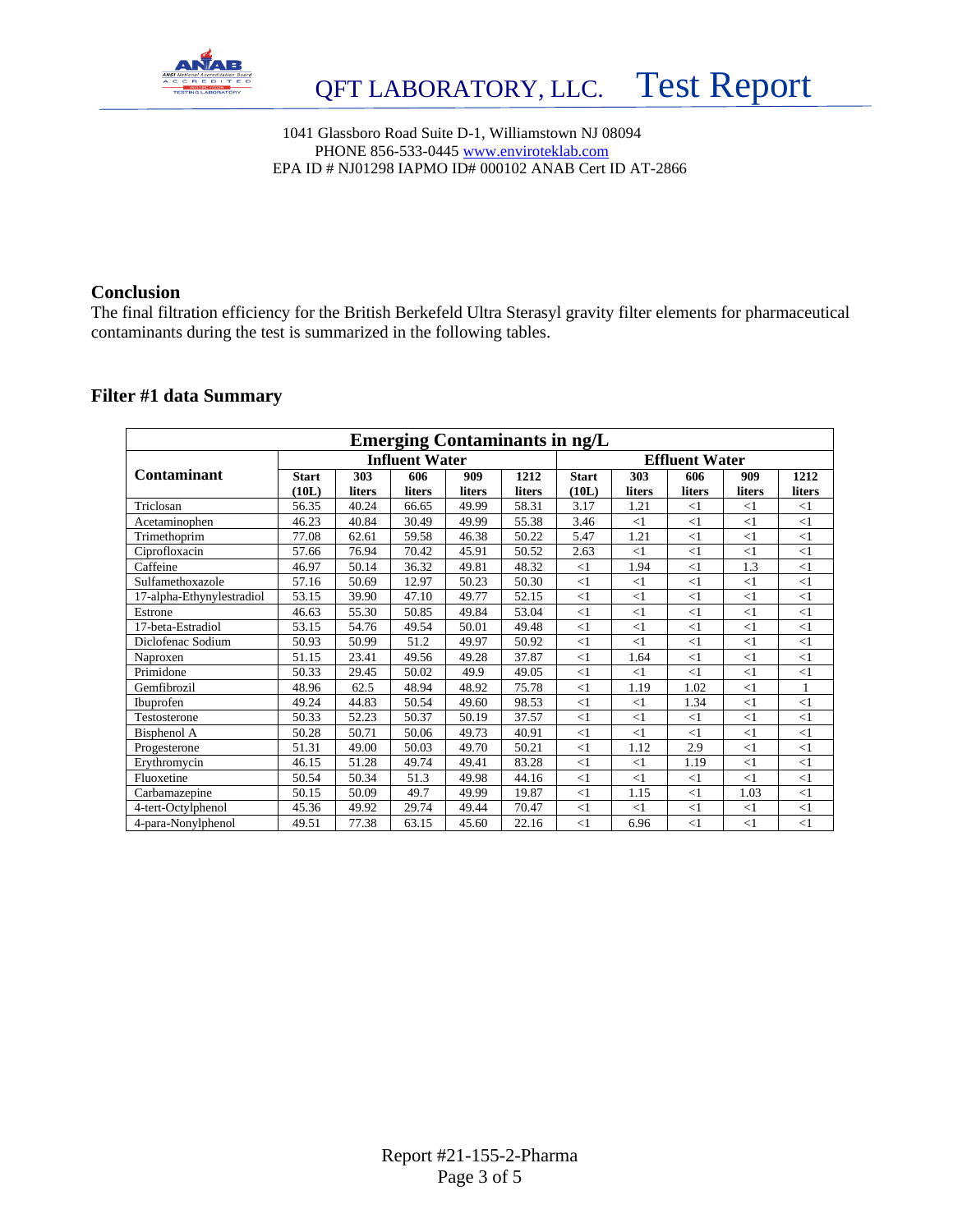QFT LABORATORY, LLC. Test Report

1041 Glassboro Road Suite D-1, Williamstown NJ 08094
PHONE 856-533-0445 www.enviroteklab.com
EPA ID # NJ01298 IAPMO ID# 000102 ANAB Cert ID AT-2866

## Conclusion

The final filtration efficiency for the British Berkefeld Ultra Sterasyl gravity filter elements for pharmaceutical contaminants during the test is summarized in the following tables.

## Filter #1 data Summary

| Emerging Contaminants in ng/L | | | | | | | | | | |
|---|---|---|---|---|---|---|---|---|---|---|
| | Influent Water | | | | | Effluent Water | | | | |
| Contaminant | Start (10L) | 303 liters | 606 liters | 909 liters | 1212 liters | Start (10L) | 303 liters | 606 liters | 909 liters | 1212 liters |
| Triclosan | 56.35 | 40.24 | 66.65 | 49.99 | 58.31 | 3.17 | 1.21 | <1 | <1 | <1 |
| Acetaminophen | 46.23 | 40.84 | 30.49 | 49.99 | 55.38 | 3.46 | <1 | <1 | <1 | <1 |
| Trimethoprim | 77.08 | 62.61 | 59.58 | 46.38 | 50.22 | 5.47 | 1.21 | <1 | <1 | <1 |
| Ciprofloxacin | 57.66 | 76.94 | 70.42 | 45.91 | 50.52 | 2.63 | <1 | <1 | <1 | <1 |
| Caffeine | 46.97 | 50.14 | 36.32 | 49.81 | 48.32 | <1 | 1.94 | <1 | 1.3 | <1 |
| Sulfamethoxazole | 57.16 | 50.69 | 12.97 | 50.23 | 50.30 | <1 | <1 | <1 | <1 | <1 |
| 17-alpha-Ethynylestradiol | 53.15 | 39.90 | 47.10 | 49.77 | 52.15 | <1 | <1 | <1 | <1 | <1 |
| Estrone | 46.63 | 55.30 | 50.85 | 49.84 | 53.04 | <1 | <1 | <1 | <1 | <1 |
| 17-beta-Estradiol | 53.15 | 54.76 | 49.54 | 50.01 | 49.48 | <1 | <1 | <1 | <1 | <1 |
| Diclofenac Sodium | 50.93 | 50.99 | 51.2 | 49.97 | 50.92 | <1 | <1 | <1 | <1 | <1 |
| Naproxen | 51.15 | 23.41 | 49.56 | 49.28 | 37.87 | <1 | 1.64 | <1 | <1 | <1 |
| Primidone | 50.33 | 29.45 | 50.02 | 49.9 | 49.05 | <1 | <1 | <1 | <1 | <1 |
| Gemfibrozil | 48.96 | 62.5 | 48.94 | 48.92 | 75.78 | <1 | 1.19 | 1.02 | <1 | 1 |
| Ibuprofen | 49.24 | 44.83 | 50.54 | 49.60 | 98.53 | <1 | <1 | 1.34 | <1 | <1 |
| Testosterone | 50.33 | 52.23 | 50.37 | 50.19 | 37.57 | <1 | <1 | <1 | <1 | <1 |
| Bisphenol A | 50.28 | 50.71 | 50.06 | 49.73 | 40.91 | <1 | <1 | <1 | <1 | <1 |
| Progesterone | 51.31 | 49.00 | 50.03 | 49.70 | 50.21 | <1 | 1.12 | 2.9 | <1 | <1 |
| Erythromycin | 46.15 | 51.28 | 49.74 | 49.41 | 83.28 | <1 | <1 | 1.19 | <1 | <1 |
| Fluoxetine | 50.54 | 50.34 | 51.3 | 49.98 | 44.16 | <1 | <1 | <1 | <1 | <1 |
| Carbamazepine | 50.15 | 50.09 | 49.7 | 49.99 | 19.87 | <1 | 1.15 | <1 | 1.03 | <1 |
| 4-tert-Octylphenol | 45.36 | 49.92 | 29.74 | 49.44 | 70.47 | <1 | <1 | <1 | <1 | <1 |
| 4-para-Nonylphenol | 49.51 | 77.38 | 63.15 | 45.60 | 22.16 | <1 | 6.96 | <1 | <1 | <1 |

Report #21-155-2-Pharma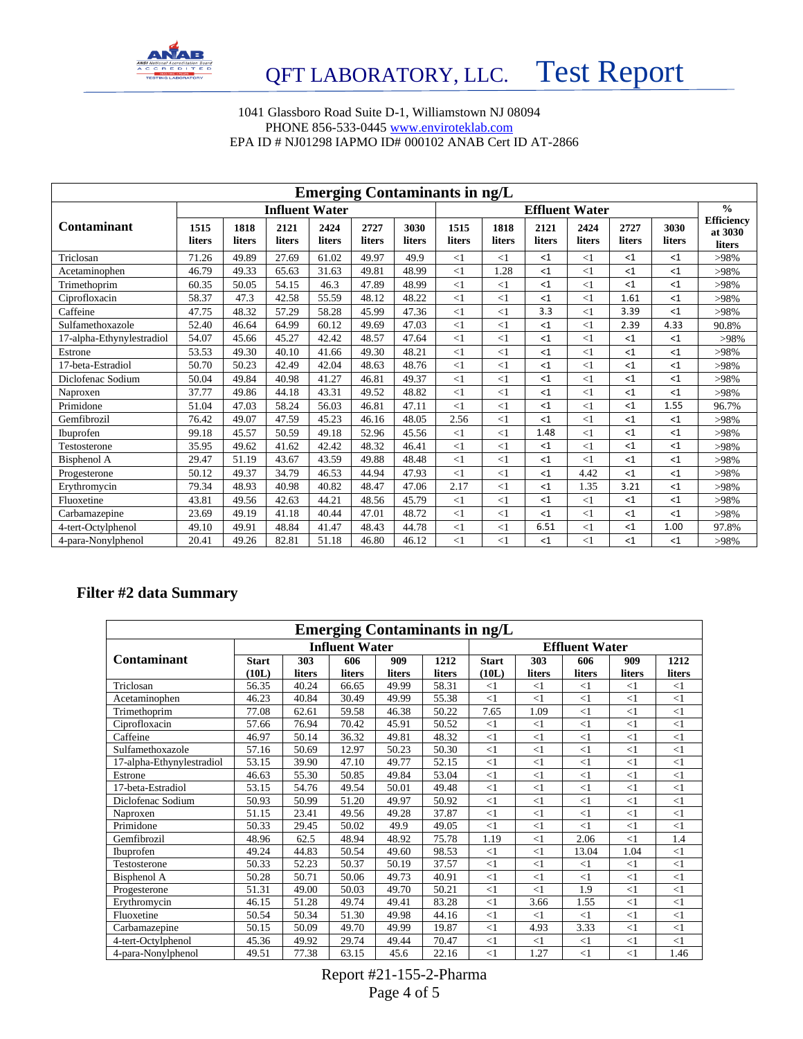QFT LABORATORY, LLC. Test Report

1041 Glassboro Road Suite D-1, Williamstown NJ 08094
PHONE 856-533-0445 www.enviroteklab.com
EPA ID # NJ01298 IAPMO ID# 000102 ANAB Cert ID AT-2866

| Emerging Contaminants in ng/L | | | | | | | | | | | | | |
|---|---|---|---|---|---|---|---|---|---|---|---|---|---|
| Contaminant | Influent Water | | | | | | Effluent Water | | | | | | % Efficiency at 3030 liters |
| | 1515 liters | 1818 liters | 2121 liters | 2424 liters | 2727 liters | 3030 liters | 1515 liters | 1818 liters | 2121 liters | 2424 liters | 2727 liters | 3030 liters | |
| Triclosan | 71.26 | 49.89 | 27.69 | 61.02 | 49.97 | 49.9 | <1 | <1 | <1 | <1 | <1 | <1 | >98% |
| Acetaminophen | 46.79 | 49.33 | 65.63 | 31.63 | 49.81 | 48.99 | <1 | 1.28 | <1 | <1 | <1 | <1 | >98% |
| Trimethoprim | 60.35 | 50.05 | 54.15 | 46.3 | 47.89 | 48.99 | <1 | <1 | <1 | <1 | <1 | <1 | >98% |
| Ciprofloxacin | 58.37 | 47.3 | 42.58 | 55.59 | 48.12 | 48.22 | <1 | <1 | <1 | <1 | 1.61 | <1 | >98% |
| Caffeine | 47.75 | 48.32 | 57.29 | 58.28 | 45.99 | 47.36 | <1 | <1 | 3.3 | <1 | 3.39 | <1 | >98% |
| Sulfamethoxazole | 52.40 | 46.64 | 64.99 | 60.12 | 49.69 | 47.03 | <1 | <1 | <1 | <1 | 2.39 | 4.33 | 90.8% |
| 17-alpha-Ethynylestradiol | 54.07 | 45.66 | 45.27 | 42.42 | 48.57 | 47.64 | <1 | <1 | <1 | <1 | <1 | <1 | >98% |
| Estrone | 53.53 | 49.30 | 40.10 | 41.66 | 49.30 | 48.21 | <1 | <1 | <1 | <1 | <1 | <1 | >98% |
| 17-beta-Estradiol | 50.70 | 50.23 | 42.49 | 42.04 | 48.63 | 48.76 | <1 | <1 | <1 | <1 | <1 | <1 | >98% |
| Diclofenac Sodium | 50.04 | 49.84 | 40.98 | 41.27 | 46.81 | 49.37 | <1 | <1 | <1 | <1 | <1 | <1 | >98% |
| Naproxen | 37.77 | 49.86 | 44.18 | 43.31 | 49.52 | 48.82 | <1 | <1 | <1 | <1 | <1 | <1 | >98% |
| Primidone | 51.04 | 47.03 | 58.24 | 56.03 | 46.81 | 47.11 | <1 | <1 | <1 | <1 | <1 | 1.55 | 96.7% |
| Gemfibrozil | 76.42 | 49.07 | 47.59 | 45.23 | 46.16 | 48.05 | 2.56 | <1 | <1 | <1 | <1 | <1 | >98% |
| Ibuprofen | 99.18 | 45.57 | 50.59 | 49.18 | 52.96 | 45.56 | <1 | <1 | 1.48 | <1 | <1 | <1 | >98% |
| Testosterone | 35.95 | 49.62 | 41.62 | 42.42 | 48.32 | 46.41 | <1 | <1 | <1 | <1 | <1 | <1 | >98% |
| Bisphenol A | 29.47 | 51.19 | 43.67 | 43.59 | 49.88 | 48.48 | <1 | <1 | <1 | <1 | <1 | <1 | >98% |
| Progesterone | 50.12 | 49.37 | 34.79 | 46.53 | 44.94 | 47.93 | <1 | <1 | <1 | 4.42 | <1 | <1 | >98% |
| Erythromycin | 79.34 | 48.93 | 40.98 | 40.82 | 48.47 | 47.06 | 2.17 | <1 | <1 | 1.35 | 3.21 | <1 | >98% |
| Fluoxetine | 43.81 | 49.56 | 42.63 | 44.21 | 48.56 | 45.79 | <1 | <1 | <1 | <1 | <1 | <1 | >98% |
| Carbamazepine | 23.69 | 49.19 | 41.18 | 40.44 | 47.01 | 48.72 | <1 | <1 | <1 | <1 | <1 | <1 | >98% |
| 4-tert-Octylphenol | 49.10 | 49.91 | 48.84 | 41.47 | 48.43 | 44.78 | <1 | <1 | 6.51 | <1 | <1 | 1.00 | 97.8% |
| 4-para-Nonylphenol | 20.41 | 49.26 | 82.81 | 51.18 | 46.80 | 46.12 | <1 | <1 | <1 | <1 | <1 | <1 | >98% |

## Filter #2 data Summary

| Emerging Contaminants in ng/L | | | | | | | | | | |
|---|---|---|---|---|---|---|---|---|---|---|
| Contaminant | Influent Water | | | | | Effluent Water | | | | |
| | Start (10L) | 303 liters | 606 liters | 909 liters | 1212 liters | Start (10L) | 303 liters | 606 liters | 909 liters | 1212 liters |
| Triclosan | 56.35 | 40.24 | 66.65 | 49.99 | 58.31 | <1 | <1 | <1 | <1 | <1 |
| Acetaminophen | 46.23 | 40.84 | 30.49 | 49.99 | 55.38 | <1 | <1 | <1 | <1 | <1 |
| Trimethoprim | 77.08 | 62.61 | 59.58 | 46.38 | 50.22 | 7.65 | 1.09 | <1 | <1 | <1 |
| Ciprofloxacin | 57.66 | 76.94 | 70.42 | 45.91 | 50.52 | <1 | <1 | <1 | <1 | <1 |
| Caffeine | 46.97 | 50.14 | 36.32 | 49.81 | 48.32 | <1 | <1 | <1 | <1 | <1 |
| Sulfamethoxazole | 57.16 | 50.69 | 12.97 | 50.23 | 50.30 | <1 | <1 | <1 | <1 | <1 |
| 17-alpha-Ethynylestradiol | 53.15 | 39.90 | 47.10 | 49.77 | 52.15 | <1 | <1 | <1 | <1 | <1 |
| Estrone | 46.63 | 55.30 | 50.85 | 49.84 | 53.04 | <1 | <1 | <1 | <1 | <1 |
| 17-beta-Estradiol | 53.15 | 54.76 | 49.54 | 50.01 | 49.48 | <1 | <1 | <1 | <1 | <1 |
| Diclofenac Sodium | 50.93 | 50.99 | 51.20 | 49.97 | 50.92 | <1 | <1 | <1 | <1 | <1 |
| Naproxen | 51.15 | 23.41 | 49.56 | 49.28 | 37.87 | <1 | <1 | <1 | <1 | <1 |
| Primidone | 50.33 | 29.45 | 50.02 | 49.9 | 49.05 | <1 | <1 | <1 | <1 | <1 |
| Gemfibrozil | 48.96 | 62.5 | 48.94 | 48.92 | 75.78 | 1.19 | <1 | 2.06 | <1 | 1.4 |
| Ibuprofen | 49.24 | 44.83 | 50.54 | 49.60 | 98.53 | <1 | <1 | 13.04 | 1.04 | <1 |
| Testosterone | 50.33 | 52.23 | 50.37 | 50.19 | 37.57 | <1 | <1 | <1 | <1 | <1 |
| Bisphenol A | 50.28 | 50.71 | 50.06 | 49.73 | 40.91 | <1 | <1 | <1 | <1 | <1 |
| Progesterone | 51.31 | 49.00 | 50.03 | 49.70 | 50.21 | <1 | <1 | 1.9 | <1 | <1 |
| Erythromycin | 46.15 | 51.28 | 49.74 | 49.41 | 83.28 | <1 | 3.66 | 1.55 | <1 | <1 |
| Fluoxetine | 50.54 | 50.34 | 51.30 | 49.98 | 44.16 | <1 | <1 | <1 | <1 | <1 |
| Carbamazepine | 50.15 | 50.09 | 49.70 | 49.99 | 19.87 | <1 | 4.93 | 3.33 | <1 | <1 |
| 4-tert-Octylphenol | 45.36 | 49.92 | 29.74 | 49.44 | 70.47 | <1 | <1 | <1 | <1 | <1 |
| 4-para-Nonylphenol | 49.51 | 77.38 | 63.15 | 45.6 | 22.16 | <1 | 1.27 | <1 | <1 | 1.46 |

Report #21-155-2-Pharma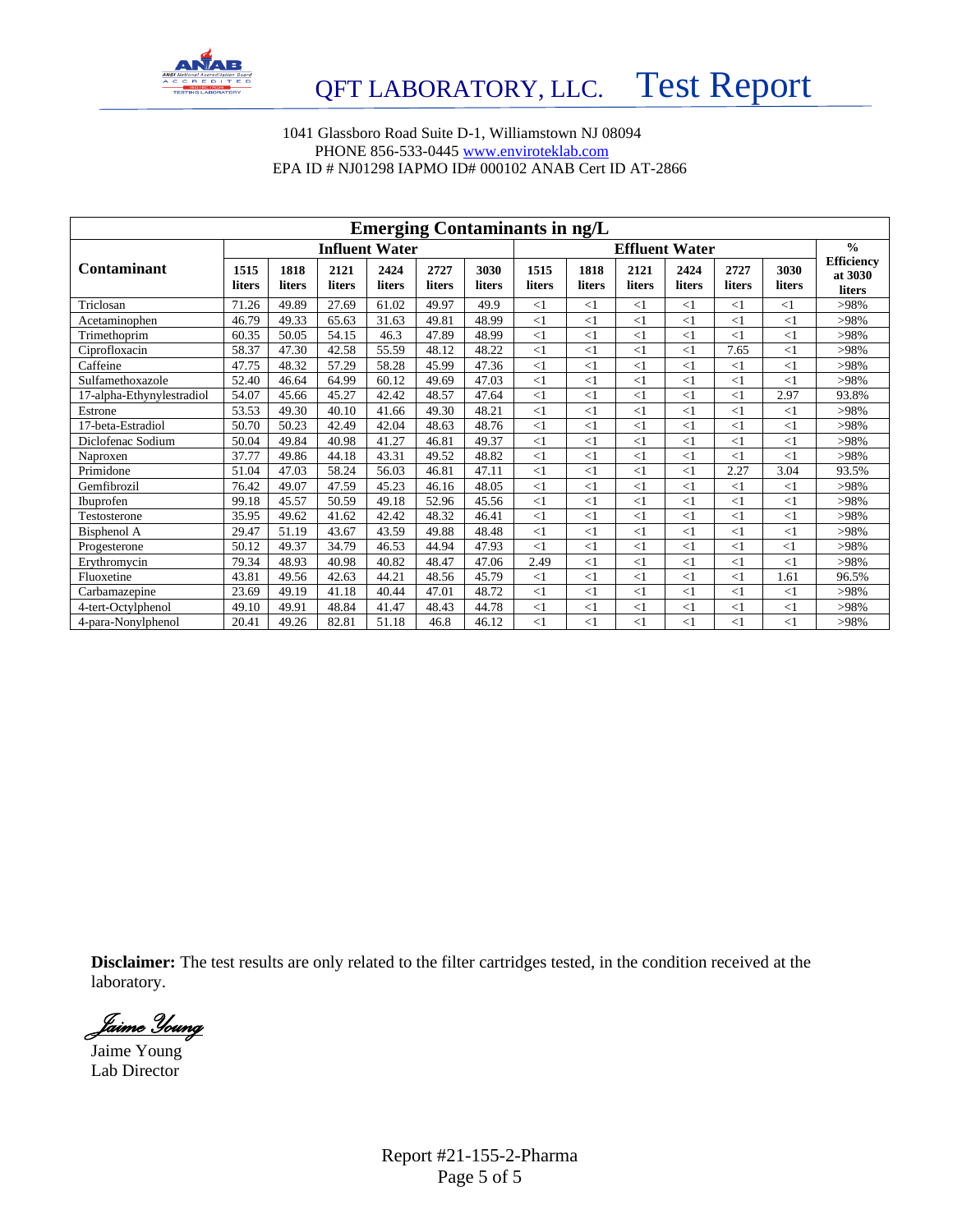# QFT LABORATORY, LLC. Test Report

1041 Glassboro Road Suite D-1, Williamstown NJ 08094
PHONE 856-533-0445 www.enviroteklab.com
EPA ID # NJ01298 IAPMO ID# 000102 ANAB Cert ID AT-2866

| Emerging Contaminants in ng/L | | | | | | | | | | | | | |
|---|---|---|---|---|---|---|---|---|---|---|---|---|---|
| | Influent Water | | | | | | Effluent Water | | | | | | % |
| Contaminant | 1515 liters | 1818 liters | 2121 liters | 2424 liters | 2727 liters | 3030 liters | 1515 liters | 1818 liters | 2121 liters | 2424 liters | 2727 liters | 3030 liters | Efficiency at 3030 liters |
| Triclosan | 71.26 | 49.89 | 27.69 | 61.02 | 49.97 | 49.9 | <1 | <1 | <1 | <1 | <1 | <1 | >98% |
| Acetaminophen | 46.79 | 49.33 | 65.63 | 31.63 | 49.81 | 48.99 | <1 | <1 | <1 | <1 | <1 | <1 | >98% |
| Trimethoprim | 60.35 | 50.05 | 54.15 | 46.3 | 47.89 | 48.99 | <1 | <1 | <1 | <1 | <1 | <1 | >98% |
| Ciprofloxacin | 58.37 | 47.30 | 42.58 | 55.59 | 48.12 | 48.22 | <1 | <1 | <1 | <1 | 7.65 | <1 | >98% |
| Caffeine | 47.75 | 48.32 | 57.29 | 58.28 | 45.99 | 47.36 | <1 | <1 | <1 | <1 | <1 | <1 | >98% |
| Sulfamethoxazole | 52.40 | 46.64 | 64.99 | 60.12 | 49.69 | 47.03 | <1 | <1 | <1 | <1 | <1 | <1 | >98% |
| 17-alpha-Ethynylestradiol | 54.07 | 45.66 | 45.27 | 42.42 | 48.57 | 47.64 | <1 | <1 | <1 | <1 | <1 | 2.97 | 93.8% |
| Estrone | 53.53 | 49.30 | 40.10 | 41.66 | 49.30 | 48.21 | <1 | <1 | <1 | <1 | <1 | <1 | >98% |
| 17-beta-Estradiol | 50.70 | 50.23 | 42.49 | 42.04 | 48.63 | 48.76 | <1 | <1 | <1 | <1 | <1 | <1 | >98% |
| Diclofenac Sodium | 50.04 | 49.84 | 40.98 | 41.27 | 46.81 | 49.37 | <1 | <1 | <1 | <1 | <1 | <1 | >98% |
| Naproxen | 37.77 | 49.86 | 44.18 | 43.31 | 49.52 | 48.82 | <1 | <1 | <1 | <1 | <1 | <1 | >98% |
| Primidone | 51.04 | 47.03 | 58.24 | 56.03 | 46.81 | 47.11 | <1 | <1 | <1 | <1 | 2.27 | 3.04 | 93.5% |
| Gemfibrozil | 76.42 | 49.07 | 47.59 | 45.23 | 46.16 | 48.05 | <1 | <1 | <1 | <1 | <1 | <1 | >98% |
| Ibuprofen | 99.18 | 45.57 | 50.59 | 49.18 | 52.96 | 45.56 | <1 | <1 | <1 | <1 | <1 | <1 | >98% |
| Testosterone | 35.95 | 49.62 | 41.62 | 42.42 | 48.32 | 46.41 | <1 | <1 | <1 | <1 | <1 | <1 | >98% |
| Bisphenol A | 29.47 | 51.19 | 43.67 | 43.59 | 49.88 | 48.48 | <1 | <1 | <1 | <1 | <1 | <1 | >98% |
| Progesterone | 50.12 | 49.37 | 34.79 | 46.53 | 44.94 | 47.93 | <1 | <1 | <1 | <1 | <1 | <1 | >98% |
| Erythromycin | 79.34 | 48.93 | 40.98 | 40.82 | 48.47 | 47.06 | 2.49 | <1 | <1 | <1 | <1 | <1 | >98% |
| Fluoxetine | 43.81 | 49.56 | 42.63 | 44.21 | 48.56 | 45.79 | <1 | <1 | <1 | <1 | <1 | 1.61 | 96.5% |
| Carbamazepine | 23.69 | 49.19 | 41.18 | 40.44 | 47.01 | 48.72 | <1 | <1 | <1 | <1 | <1 | <1 | >98% |
| 4-tert-Octylphenol | 49.10 | 49.91 | 48.84 | 41.47 | 48.43 | 44.78 | <1 | <1 | <1 | <1 | <1 | <1 | >98% |
| 4-para-Nonylphenol | 20.41 | 49.26 | 82.81 | 51.18 | 46.8 | 46.12 | <1 | <1 | <1 | <1 | <1 | <1 | >98% |

**Disclaimer:** The test results are only related to the filter cartridges tested, in the condition received at the laboratory.

*Jaime Young*

Jaime Young
Lab Director

Report #21-155-2-Pharma